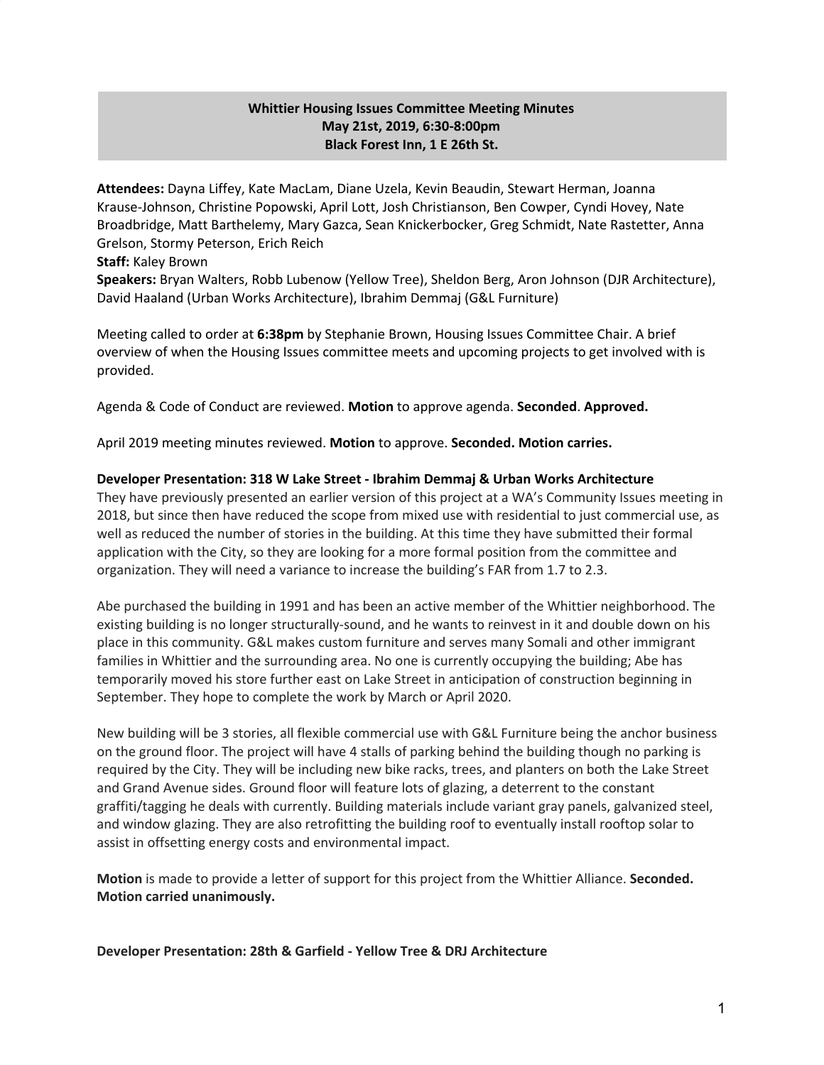**Whittier Housing Issues Committee Meeting Minutes**
**May 21st, 2019, 6:30-8:00pm**
**Black Forest Inn, 1 E 26th St.**

**Attendees:** Dayna Liffey, Kate MacLam, Diane Uzela, Kevin Beaudin, Stewart Herman, Joanna Krause-Johnson, Christine Popowski, April Lott, Josh Christianson, Ben Cowper, Cyndi Hovey, Nate Broadbridge, Matt Barthelemy, Mary Gazca, Sean Knickerbocker, Greg Schmidt, Nate Rastetter, Anna Grelson, Stormy Peterson, Erich Reich
**Staff:** Kaley Brown
**Speakers:** Bryan Walters, Robb Lubenow (Yellow Tree), Sheldon Berg, Aron Johnson (DJR Architecture), David Haaland (Urban Works Architecture), Ibrahim Demmaj (G&L Furniture)

Meeting called to order at **6:38pm** by Stephanie Brown, Housing Issues Committee Chair. A brief overview of when the Housing Issues committee meets and upcoming projects to get involved with is provided.

Agenda & Code of Conduct are reviewed. **Motion** to approve agenda. **Seconded**. **Approved.**

April 2019 meeting minutes reviewed. **Motion** to approve. **Seconded. Motion carries.**

**Developer Presentation: 318 W Lake Street - Ibrahim Demmaj & Urban Works Architecture**
They have previously presented an earlier version of this project at a WA's Community Issues meeting in 2018, but since then have reduced the scope from mixed use with residential to just commercial use, as well as reduced the number of stories in the building. At this time they have submitted their formal application with the City, so they are looking for a more formal position from the committee and organization. They will need a variance to increase the building's FAR from 1.7 to 2.3.

Abe purchased the building in 1991 and has been an active member of the Whittier neighborhood. The existing building is no longer structurally-sound, and he wants to reinvest in it and double down on his place in this community. G&L makes custom furniture and serves many Somali and other immigrant families in Whittier and the surrounding area. No one is currently occupying the building; Abe has temporarily moved his store further east on Lake Street in anticipation of construction beginning in September. They hope to complete the work by March or April 2020.

New building will be 3 stories, all flexible commercial use with G&L Furniture being the anchor business on the ground floor. The project will have 4 stalls of parking behind the building though no parking is required by the City. They will be including new bike racks, trees, and planters on both the Lake Street and Grand Avenue sides. Ground floor will feature lots of glazing, a deterrent to the constant graffiti/tagging he deals with currently. Building materials include variant gray panels, galvanized steel, and window glazing. They are also retrofitting the building roof to eventually install rooftop solar to assist in offsetting energy costs and environmental impact.

**Motion** is made to provide a letter of support for this project from the Whittier Alliance. **Seconded. Motion carried unanimously.**

**Developer Presentation: 28th & Garfield - Yellow Tree & DRJ Architecture**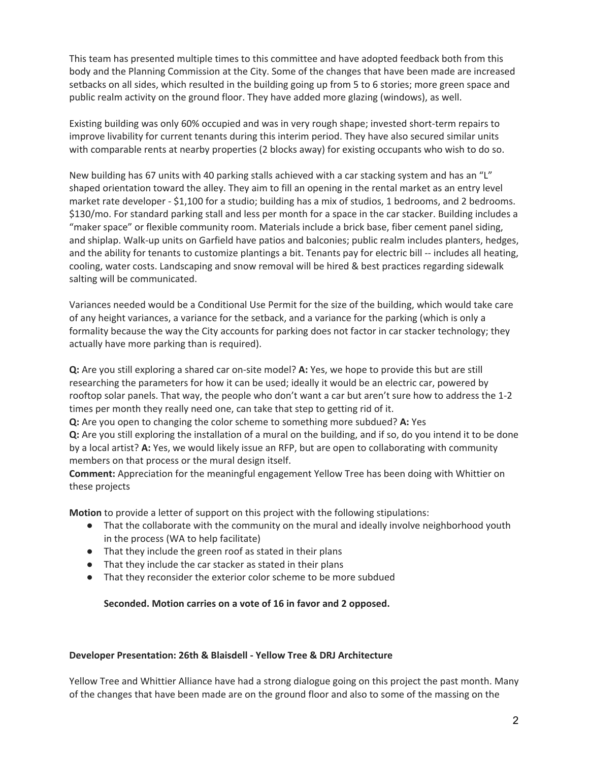This team has presented multiple times to this committee and have adopted feedback both from this body and the Planning Commission at the City. Some of the changes that have been made are increased setbacks on all sides, which resulted in the building going up from 5 to 6 stories; more green space and public realm activity on the ground floor. They have added more glazing (windows), as well.

Existing building was only 60% occupied and was in very rough shape; invested short-term repairs to improve livability for current tenants during this interim period. They have also secured similar units with comparable rents at nearby properties (2 blocks away) for existing occupants who wish to do so.

New building has 67 units with 40 parking stalls achieved with a car stacking system and has an "L" shaped orientation toward the alley. They aim to fill an opening in the rental market as an entry level market rate developer - $1,100 for a studio; building has a mix of studios, 1 bedrooms, and 2 bedrooms. $130/mo. For standard parking stall and less per month for a space in the car stacker. Building includes a "maker space" or flexible community room. Materials include a brick base, fiber cement panel siding, and shiplap. Walk-up units on Garfield have patios and balconies; public realm includes planters, hedges, and the ability for tenants to customize plantings a bit. Tenants pay for electric bill -- includes all heating, cooling, water costs. Landscaping and snow removal will be hired & best practices regarding sidewalk salting will be communicated.

Variances needed would be a Conditional Use Permit for the size of the building, which would take care of any height variances, a variance for the setback, and a variance for the parking (which is only a formality because the way the City accounts for parking does not factor in car stacker technology; they actually have more parking than is required).

**Q:** Are you still exploring a shared car on-site model? **A:** Yes, we hope to provide this but are still researching the parameters for how it can be used; ideally it would be an electric car, powered by rooftop solar panels. That way, the people who don't want a car but aren't sure how to address the 1-2 times per month they really need one, can take that step to getting rid of it.
**Q:** Are you open to changing the color scheme to something more subdued? **A:** Yes
**Q:** Are you still exploring the installation of a mural on the building, and if so, do you intend it to be done by a local artist? **A:** Yes, we would likely issue an RFP, but are open to collaborating with community members on that process or the mural design itself.
**Comment:** Appreciation for the meaningful engagement Yellow Tree has been doing with Whittier on these projects

**Motion** to provide a letter of support on this project with the following stipulations:

- That the collaborate with the community on the mural and ideally involve neighborhood youth in the process (WA to help facilitate)
- That they include the green roof as stated in their plans
- That they include the car stacker as stated in their plans
- That they reconsider the exterior color scheme to be more subdued

**Seconded. Motion carries on a vote of 16 in favor and 2 opposed.**

**Developer Presentation: 26th & Blaisdell - Yellow Tree & DRJ Architecture**

Yellow Tree and Whittier Alliance have had a strong dialogue going on this project the past month. Many of the changes that have been made are on the ground floor and also to some of the massing on the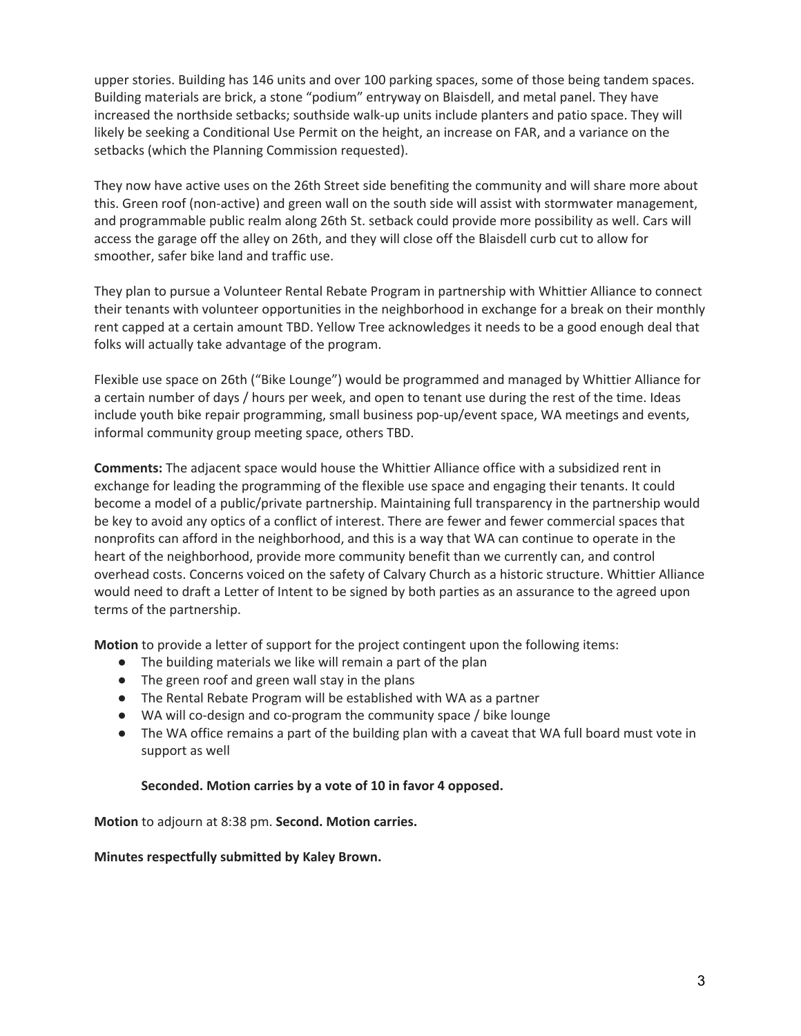upper stories. Building has 146 units and over 100 parking spaces, some of those being tandem spaces. Building materials are brick, a stone "podium" entryway on Blaisdell, and metal panel. They have increased the northside setbacks; southside walk-up units include planters and patio space. They will likely be seeking a Conditional Use Permit on the height, an increase on FAR, and a variance on the setbacks (which the Planning Commission requested).

They now have active uses on the 26th Street side benefiting the community and will share more about this. Green roof (non-active) and green wall on the south side will assist with stormwater management, and programmable public realm along 26th St. setback could provide more possibility as well. Cars will access the garage off the alley on 26th, and they will close off the Blaisdell curb cut to allow for smoother, safer bike land and traffic use.

They plan to pursue a Volunteer Rental Rebate Program in partnership with Whittier Alliance to connect their tenants with volunteer opportunities in the neighborhood in exchange for a break on their monthly rent capped at a certain amount TBD. Yellow Tree acknowledges it needs to be a good enough deal that folks will actually take advantage of the program.

Flexible use space on 26th ("Bike Lounge") would be programmed and managed by Whittier Alliance for a certain number of days / hours per week, and open to tenant use during the rest of the time. Ideas include youth bike repair programming, small business pop-up/event space, WA meetings and events, informal community group meeting space, others TBD.

**Comments:** The adjacent space would house the Whittier Alliance office with a subsidized rent in exchange for leading the programming of the flexible use space and engaging their tenants. It could become a model of a public/private partnership. Maintaining full transparency in the partnership would be key to avoid any optics of a conflict of interest. There are fewer and fewer commercial spaces that nonprofits can afford in the neighborhood, and this is a way that WA can continue to operate in the heart of the neighborhood, provide more community benefit than we currently can, and control overhead costs. Concerns voiced on the safety of Calvary Church as a historic structure. Whittier Alliance would need to draft a Letter of Intent to be signed by both parties as an assurance to the agreed upon terms of the partnership.

**Motion** to provide a letter of support for the project contingent upon the following items:

- The building materials we like will remain a part of the plan
- The green roof and green wall stay in the plans
- The Rental Rebate Program will be established with WA as a partner
- WA will co-design and co-program the community space / bike lounge
- The WA office remains a part of the building plan with a caveat that WA full board must vote in support as well

**Seconded. Motion carries by a vote of 10 in favor 4 opposed.**

**Motion** to adjourn at 8:38 pm. **Second. Motion carries.**

**Minutes respectfully submitted by Kaley Brown.**